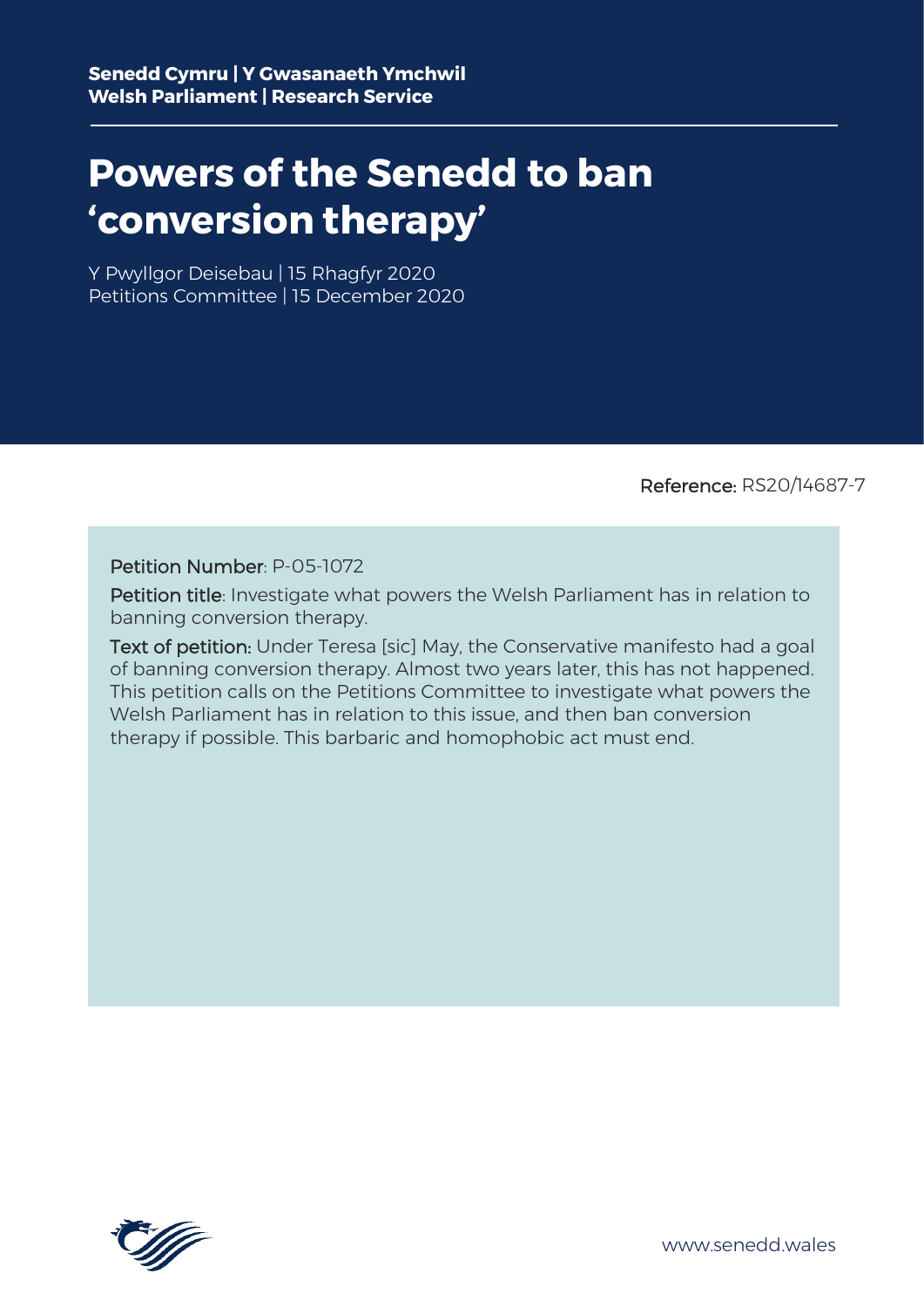**Senedd Cymru | Y Gwasanaeth Ymchwil**
**Welsh Parliament | Research Service**

# Powers of the Senedd to ban 'conversion therapy'

Y Pwyllgor Deisebau | 15 Rhagfyr 2020
Petitions Committee | 15 December 2020

Reference: RS20/14687-7

Petition Number: P-05-1072

Petition title: Investigate what powers the Welsh Parliament has in relation to banning conversion therapy.

Text of petition: Under Teresa [sic] May, the Conservative manifesto had a goal of banning conversion therapy. Almost two years later, this has not happened. This petition calls on the Petitions Committee to investigate what powers the Welsh Parliament has in relation to this issue, and then ban conversion therapy if possible. This barbaric and homophobic act must end.

www.senedd.wales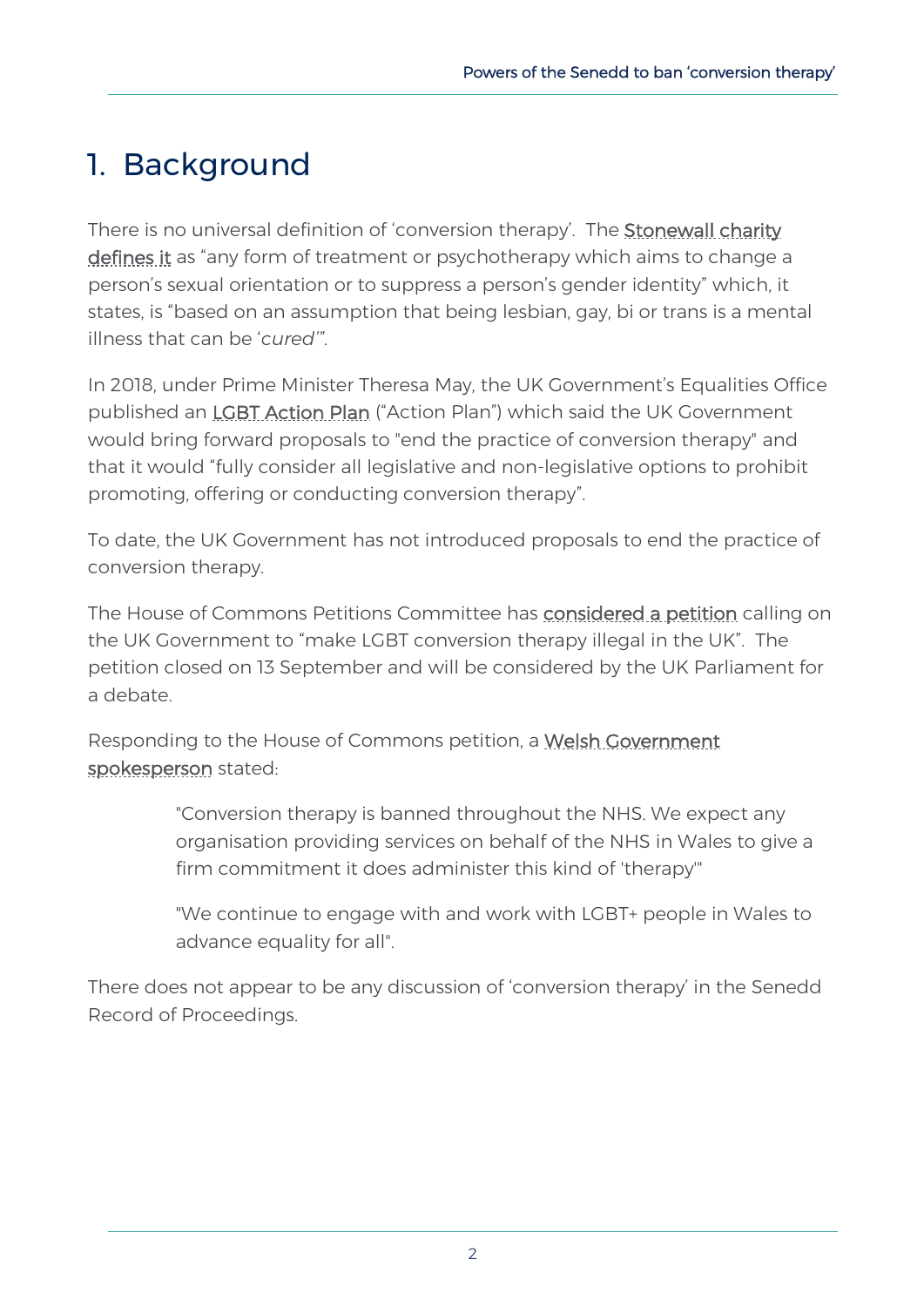# 1. Background

There is no universal definition of 'conversion therapy'. The Stonewall charity defines it as "any form of treatment or psychotherapy which aims to change a person's sexual orientation or to suppress a person's gender identity" which, it states, is "based on an assumption that being lesbian, gay, bi or trans is a mental illness that can be '*cured*'".

In 2018, under Prime Minister Theresa May, the UK Government's Equalities Office published an LGBT Action Plan ("Action Plan") which said the UK Government would bring forward proposals to "end the practice of conversion therapy" and that it would "fully consider all legislative and non-legislative options to prohibit promoting, offering or conducting conversion therapy".

To date, the UK Government has not introduced proposals to end the practice of conversion therapy.

The House of Commons Petitions Committee has considered a petition calling on the UK Government to "make LGBT conversion therapy illegal in the UK". The petition closed on 13 September and will be considered by the UK Parliament for a debate.

Responding to the House of Commons petition, a Welsh Government spokesperson stated:

> "Conversion therapy is banned throughout the NHS. We expect any organisation providing services on behalf of the NHS in Wales to give a firm commitment it does administer this kind of 'therapy'"
>
> "We continue to engage with and work with LGBT+ people in Wales to advance equality for all".

There does not appear to be any discussion of 'conversion therapy' in the Senedd Record of Proceedings.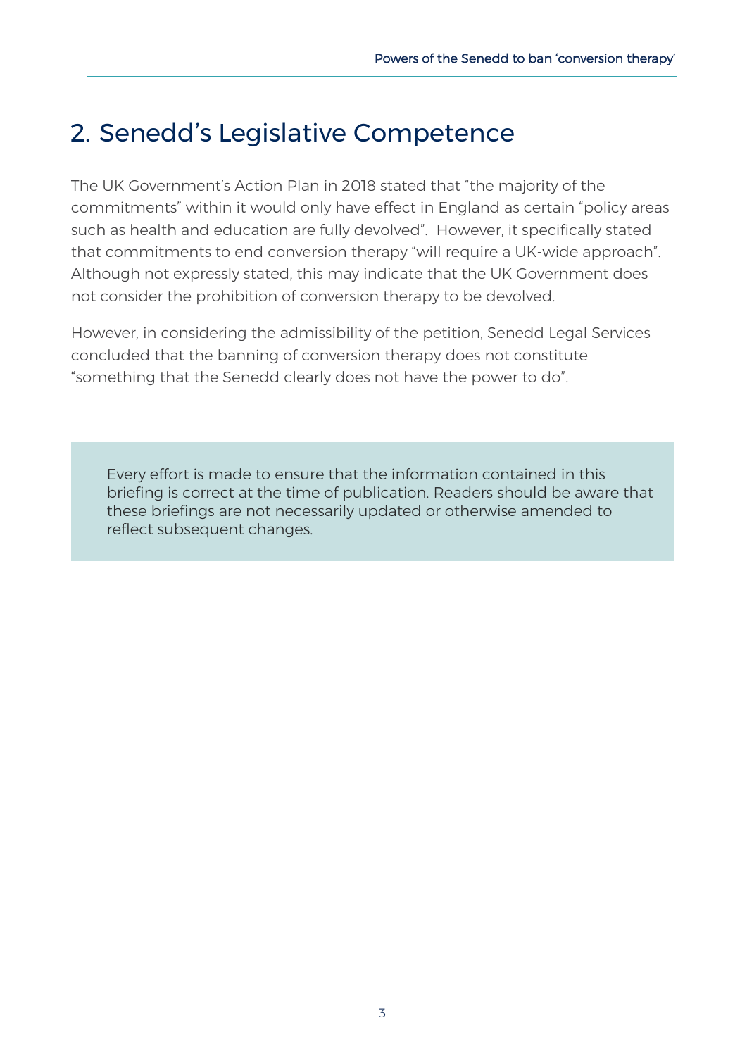## 2. Senedd's Legislative Competence

The UK Government's Action Plan in 2018 stated that "the majority of the commitments" within it would only have effect in England as certain "policy areas such as health and education are fully devolved". However, it specifically stated that commitments to end conversion therapy "will require a UK-wide approach". Although not expressly stated, this may indicate that the UK Government does not consider the prohibition of conversion therapy to be devolved.

However, in considering the admissibility of the petition, Senedd Legal Services concluded that the banning of conversion therapy does not constitute "something that the Senedd clearly does not have the power to do".

> Every effort is made to ensure that the information contained in this briefing is correct at the time of publication. Readers should be aware that these briefings are not necessarily updated or otherwise amended to reflect subsequent changes.